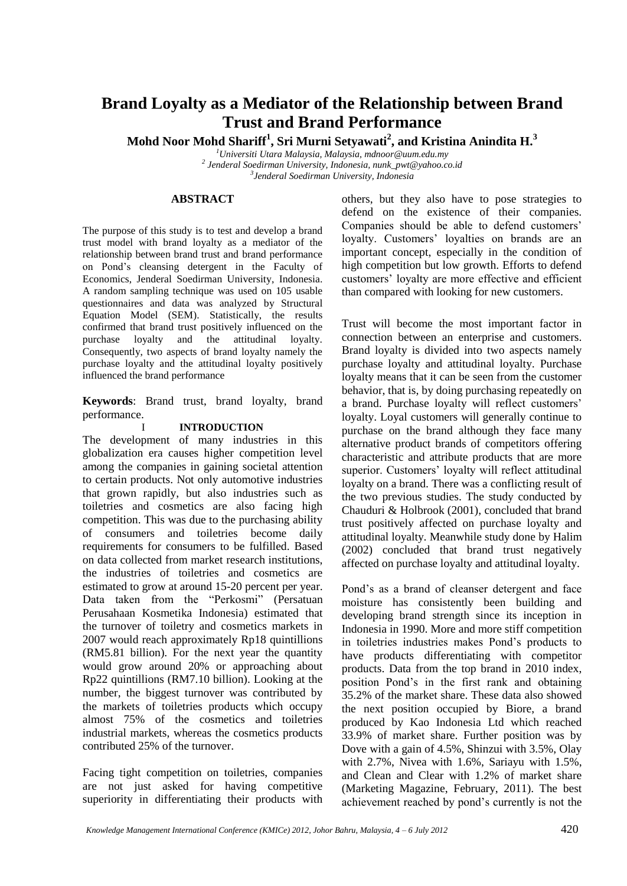# Brand Loyalty as a Mediator of the Relationship between Brand Trust and Brand Performance

**Mohd Noor Mohd Shariff[1], Sri Murni Setyawati[2], and Kristina Anindita H.[3]**

[1]*Universiti Utara Malaysia, Malaysia, mdnoor@uum.edu.my*
[2] *Jenderal Soedirman University, Indonesia, nunk_pwt@yahoo.co.id*
[3]*Jenderal Soedirman University, Indonesia*

## ABSTRACT

The purpose of this study is to test and develop a brand trust model with brand loyalty as a mediator of the relationship between brand trust and brand performance on Pond's cleansing detergent in the Faculty of Economics, Jenderal Soedirman University, Indonesia. A random sampling technique was used on 105 usable questionnaires and data was analyzed by Structural Equation Model (SEM). Statistically, the results confirmed that brand trust positively influenced on the purchase loyalty and the attitudinal loyalty. Consequently, two aspects of brand loyalty namely the purchase loyalty and the attitudinal loyalty positively influenced the brand performance

**Keywords**: Brand trust, brand loyalty, brand performance.

## I INTRODUCTION

The development of many industries in this globalization era causes higher competition level among the companies in gaining societal attention to certain products. Not only automotive industries that grown rapidly, but also industries such as toiletries and cosmetics are also facing high competition. This was due to the purchasing ability of consumers and toiletries become daily requirements for consumers to be fulfilled. Based on data collected from market research institutions, the industries of toiletries and cosmetics are estimated to grow at around 15-20 percent per year. Data taken from the "Perkosmi" (Persatuan Perusahaan Kosmetika Indonesia) estimated that the turnover of toiletry and cosmetics markets in 2007 would reach approximately Rp18 quintillions (RM5.81 billion). For the next year the quantity would grow around 20% or approaching about Rp22 quintillions (RM7.10 billion). Looking at the number, the biggest turnover was contributed by the markets of toiletries products which occupy almost 75% of the cosmetics and toiletries industrial markets, whereas the cosmetics products contributed 25% of the turnover.

Facing tight competition on toiletries, companies are not just asked for having competitive superiority in differentiating their products with others, but they also have to pose strategies to defend on the existence of their companies. Companies should be able to defend customers' loyalty. Customers' loyalties on brands are an important concept, especially in the condition of high competition but low growth. Efforts to defend customers' loyalty are more effective and efficient than compared with looking for new customers.

Trust will become the most important factor in connection between an enterprise and customers. Brand loyalty is divided into two aspects namely purchase loyalty and attitudinal loyalty. Purchase loyalty means that it can be seen from the customer behavior, that is, by doing purchasing repeatedly on a brand. Purchase loyalty will reflect customers' loyalty. Loyal customers will generally continue to purchase on the brand although they face many alternative product brands of competitors offering characteristic and attribute products that are more superior. Customers' loyalty will reflect attitudinal loyalty on a brand. There was a conflicting result of the two previous studies. The study conducted by Chauduri & Holbrook (2001), concluded that brand trust positively affected on purchase loyalty and attitudinal loyalty. Meanwhile study done by Halim (2002) concluded that brand trust negatively affected on purchase loyalty and attitudinal loyalty.

Pond's as a brand of cleanser detergent and face moisture has consistently been building and developing brand strength since its inception in Indonesia in 1990. More and more stiff competition in toiletries industries makes Pond's products to have products differentiating with competitor products. Data from the top brand in 2010 index, position Pond's in the first rank and obtaining 35.2% of the market share. These data also showed the next position occupied by Biore, a brand produced by Kao Indonesia Ltd which reached 33.9% of market share. Further position was by Dove with a gain of 4.5%, Shinzui with 3.5%, Olay with 2.7%, Nivea with 1.6%, Sariayu with 1.5%, and Clean and Clear with 1.2% of market share (Marketing Magazine, February, 2011). The best achievement reached by pond's currently is not the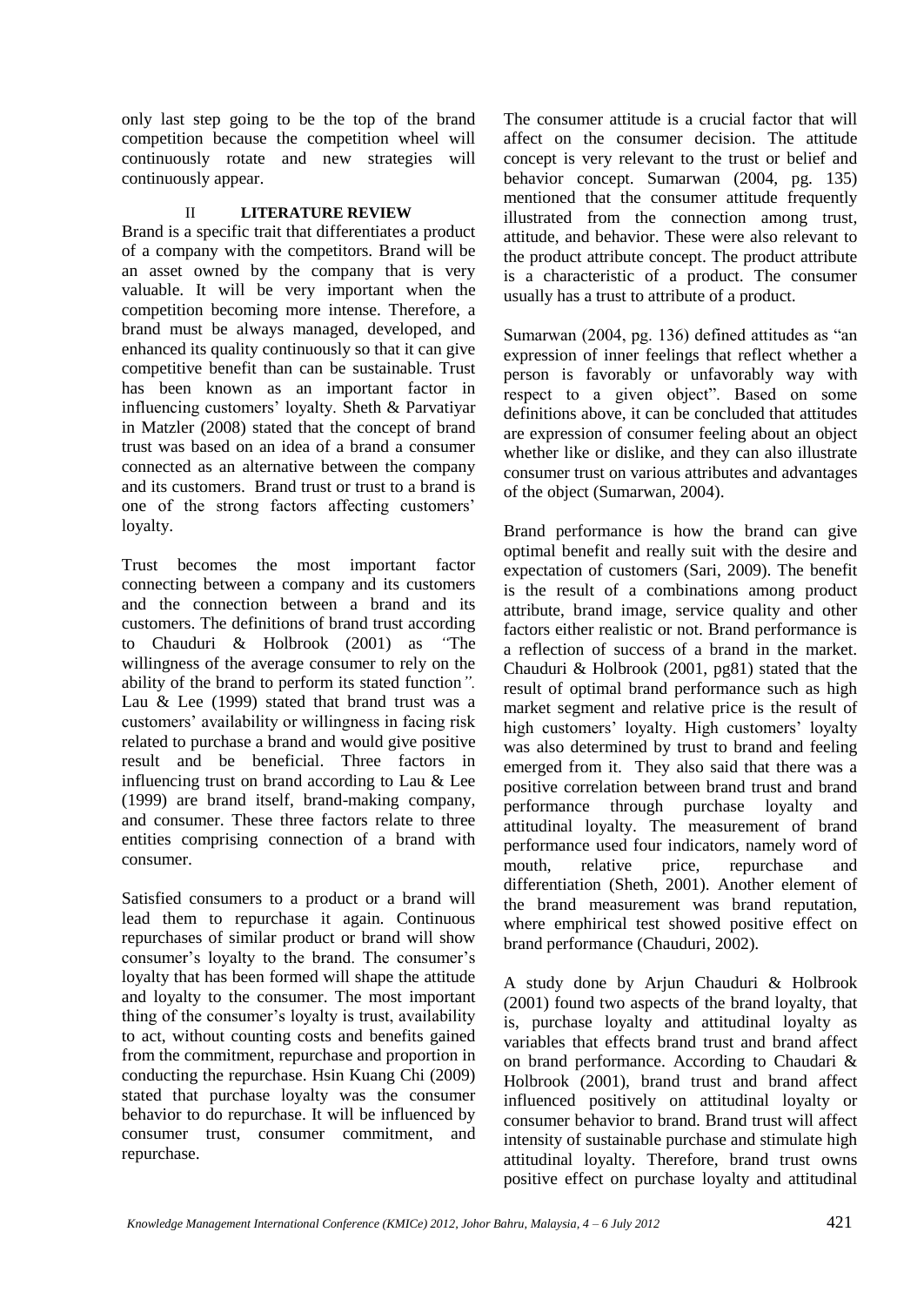only last step going to be the top of the brand competition because the competition wheel will continuously rotate and new strategies will continuously appear.

## II LITERATURE REVIEW

Brand is a specific trait that differentiates a product of a company with the competitors. Brand will be an asset owned by the company that is very valuable. It will be very important when the competition becoming more intense. Therefore, a brand must be always managed, developed, and enhanced its quality continuously so that it can give competitive benefit than can be sustainable. Trust has been known as an important factor in influencing customers' loyalty. Sheth & Parvatiyar in Matzler (2008) stated that the concept of brand trust was based on an idea of a brand a consumer connected as an alternative between the company and its customers. Brand trust or trust to a brand is one of the strong factors affecting customers' loyalty.

Trust becomes the most important factor connecting between a company and its customers and the connection between a brand and its customers. The definitions of brand trust according to Chauduri & Holbrook (2001) as *"The willingness of the average consumer to rely on the ability of the brand to perform its stated function".* Lau & Lee (1999) stated that brand trust was a customers' availability or willingness in facing risk related to purchase a brand and would give positive result and be beneficial. Three factors in influencing trust on brand according to Lau & Lee (1999) are brand itself, brand-making company, and consumer. These three factors relate to three entities comprising connection of a brand with consumer.

Satisfied consumers to a product or a brand will lead them to repurchase it again. Continuous repurchases of similar product or brand will show consumer's loyalty to the brand. The consumer's loyalty that has been formed will shape the attitude and loyalty to the consumer. The most important thing of the consumer's loyalty is trust, availability to act, without counting costs and benefits gained from the commitment, repurchase and proportion in conducting the repurchase. Hsin Kuang Chi (2009) stated that purchase loyalty was the consumer behavior to do repurchase. It will be influenced by consumer trust, consumer commitment, and repurchase.

The consumer attitude is a crucial factor that will affect on the consumer decision. The attitude concept is very relevant to the trust or belief and behavior concept. Sumarwan (2004, pg. 135) mentioned that the consumer attitude frequently illustrated from the connection among trust, attitude, and behavior. These were also relevant to the product attribute concept. The product attribute is a characteristic of a product. The consumer usually has a trust to attribute of a product.

Sumarwan (2004, pg. 136) defined attitudes as "an expression of inner feelings that reflect whether a person is favorably or unfavorably way with respect to a given object". Based on some definitions above, it can be concluded that attitudes are expression of consumer feeling about an object whether like or dislike, and they can also illustrate consumer trust on various attributes and advantages of the object (Sumarwan, 2004).

Brand performance is how the brand can give optimal benefit and really suit with the desire and expectation of customers (Sari, 2009). The benefit is the result of a combinations among product attribute, brand image, service quality and other factors either realistic or not. Brand performance is a reflection of success of a brand in the market. Chauduri & Holbrook (2001, pg81) stated that the result of optimal brand performance such as high market segment and relative price is the result of high customers' loyalty. High customers' loyalty was also determined by trust to brand and feeling emerged from it. They also said that there was a positive correlation between brand trust and brand performance through purchase loyalty and attitudinal loyalty. The measurement of brand performance used four indicators, namely word of mouth, relative price, repurchase and differentiation (Sheth, 2001). Another element of the brand measurement was brand reputation, where emphirical test showed positive effect on brand performance (Chauduri, 2002).

A study done by Arjun Chauduri & Holbrook (2001) found two aspects of the brand loyalty, that is, purchase loyalty and attitudinal loyalty as variables that effects brand trust and brand affect on brand performance. According to Chaudari & Holbrook (2001), brand trust and brand affect influenced positively on attitudinal loyalty or consumer behavior to brand. Brand trust will affect intensity of sustainable purchase and stimulate high attitudinal loyalty. Therefore, brand trust owns positive effect on purchase loyalty and attitudinal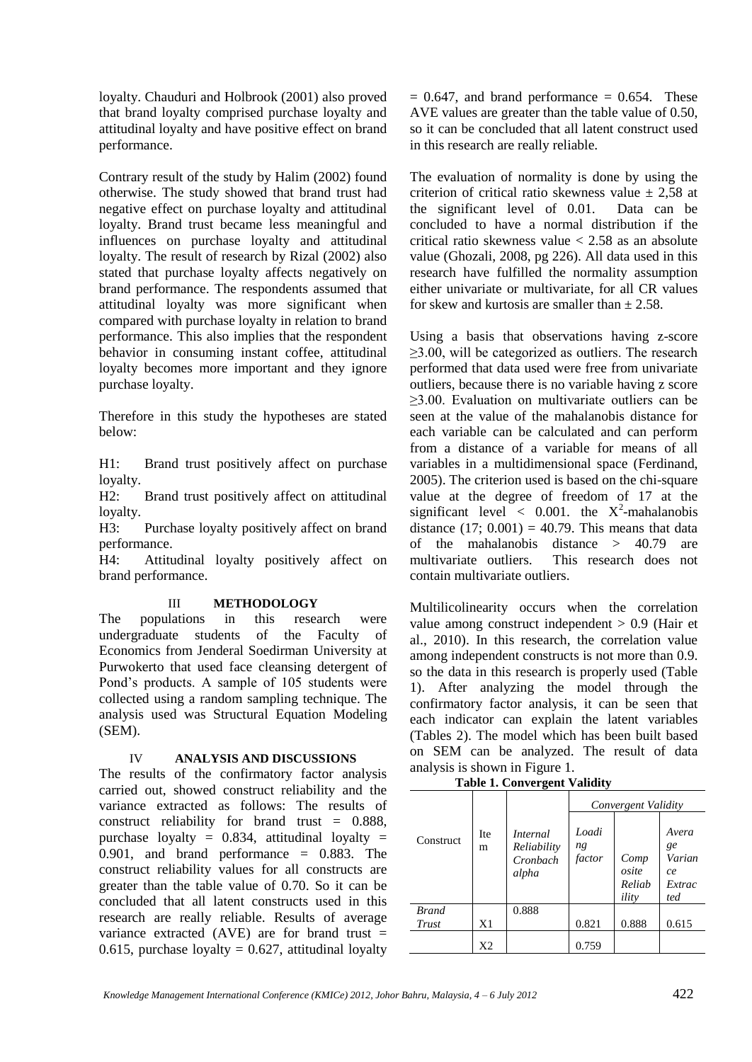loyalty. Chauduri and Holbrook (2001) also proved that brand loyalty comprised purchase loyalty and attitudinal loyalty and have positive effect on brand performance.

Contrary result of the study by Halim (2002) found otherwise. The study showed that brand trust had negative effect on purchase loyalty and attitudinal loyalty. Brand trust became less meaningful and influences on purchase loyalty and attitudinal loyalty. The result of research by Rizal (2002) also stated that purchase loyalty affects negatively on brand performance. The respondents assumed that attitudinal loyalty was more significant when compared with purchase loyalty in relation to brand performance. This also implies that the respondent behavior in consuming instant coffee, attitudinal loyalty becomes more important and they ignore purchase loyalty.

Therefore in this study the hypotheses are stated below:

H1: Brand trust positively affect on purchase loyalty.
H2: Brand trust positively affect on attitudinal loyalty.
H3: Purchase loyalty positively affect on brand performance.
H4: Attitudinal loyalty positively affect on brand performance.

## III METHODOLOGY

The populations in this research were undergraduate students of the Faculty of Economics from Jenderal Soedirman University at Purwokerto that used face cleansing detergent of Pond's products. A sample of 105 students were collected using a random sampling technique. The analysis used was Structural Equation Modeling (SEM).

## IV ANALYSIS AND DISCUSSIONS

The results of the confirmatory factor analysis carried out, showed construct reliability and the variance extracted as follows: The results of construct reliability for brand trust = 0.888, purchase loyalty = 0.834, attitudinal loyalty = 0.901, and brand performance = 0.883. The construct reliability values for all constructs are greater than the table value of 0.70. So it can be concluded that all latent constructs used in this research are really reliable. Results of average variance extracted (AVE) are for brand trust = 0.615, purchase loyalty = 0.627, attitudinal loyalty = 0.647, and brand performance = 0.654. These AVE values are greater than the table value of 0.50, so it can be concluded that all latent construct used in this research are really reliable.

The evaluation of normality is done by using the criterion of critical ratio skewness value ± 2,58 at the significant level of 0.01. Data can be concluded to have a normal distribution if the critical ratio skewness value < 2.58 as an absolute value (Ghozali, 2008, pg 226). All data used in this research have fulfilled the normality assumption either univariate or multivariate, for all CR values for skew and kurtosis are smaller than ± 2.58.

Using a basis that observations having z-score ≥3.00, will be categorized as outliers. The research performed that data used were free from univariate outliers, because there is no variable having z score ≥3.00. Evaluation on multivariate outliers can be seen at the value of the mahalanobis distance for each variable can be calculated and can perform from a distance of a variable for means of all variables in a multidimensional space (Ferdinand, 2005). The criterion used is based on the chi-square value at the degree of freedom of 17 at the significant level < 0.001. the $X^2$-mahalanobis distance (17; 0.001) = 40.79. This means that data of the mahalanobis distance > 40.79 are multivariate outliers. This research does not contain multivariate outliers.

Multilicolinearity occurs when the correlation value among construct independent > 0.9 (Hair et al., 2010). In this research, the correlation value among independent constructs is not more than 0.9. so the data in this research is properly used (Table 1). After analyzing the model through the confirmatory factor analysis, it can be seen that each indicator can explain the latent variables (Tables 2). The model which has been built based on SEM can be analyzed. The result of data analysis is shown in Figure 1.

**Table 1. Convergent Validity**

| Construct | Item | *Internal Reliability Cronbach alpha* | *Convergent Validity* | | |
|---|---|---|---|---|---|
| | | | *Loading factor* | *Composite Reliability* | *Average Variance Extracted* |
| *Brand Trust* | X1 | 0.888 | 0.821 | 0.888 | 0.615 |
| | X2 | | 0.759 | | |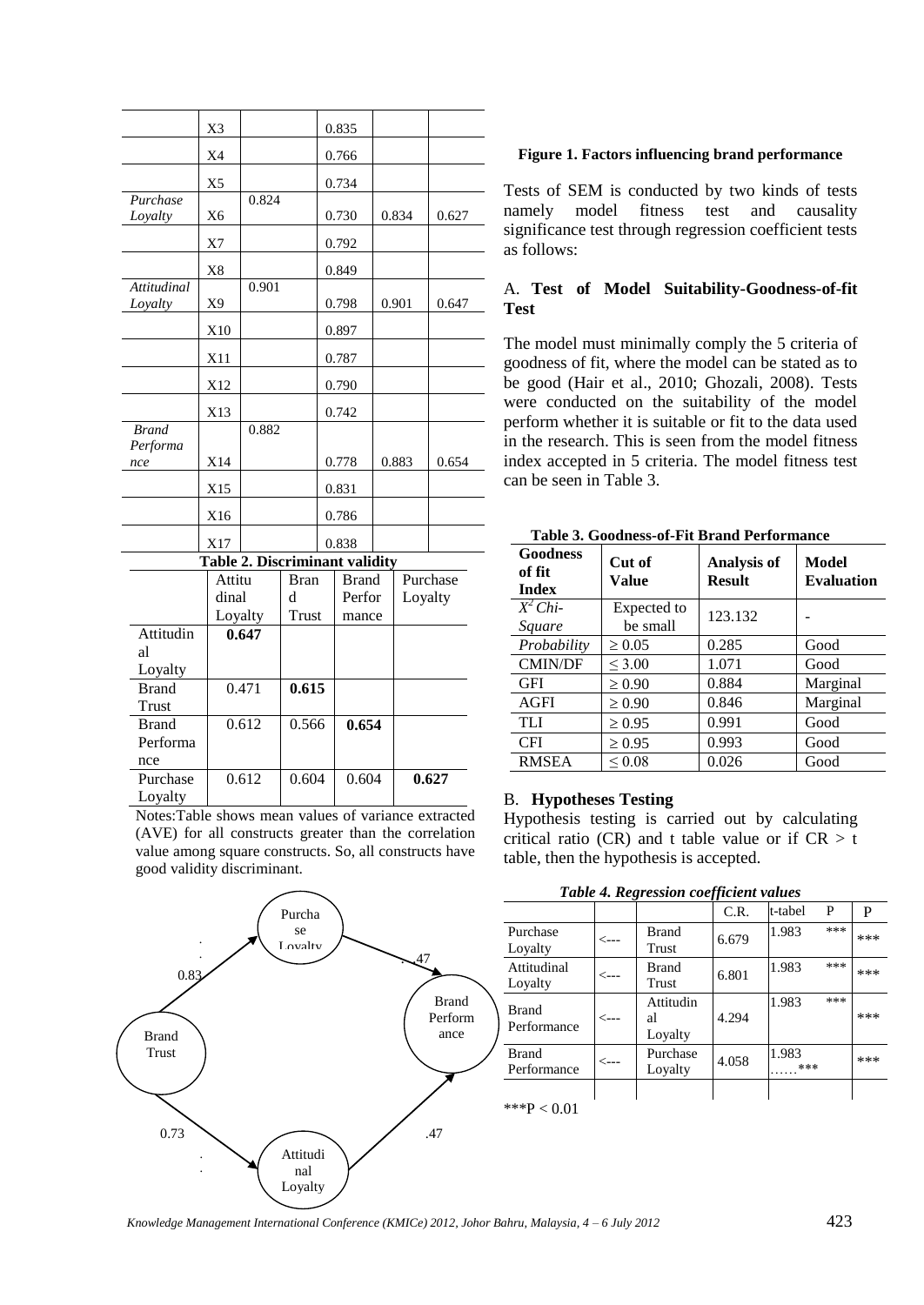|  | X3 |  | 0.835 |  |  |
|---|---|---|---|---|---|
|  | X4 |  | 0.766 |  |  |
|  | X5 |  | 0.734 |  |  |
| *Purchase Loyalty* | X6 | 0.824 | 0.730 | 0.834 | 0.627 |
|  | X7 |  | 0.792 |  |  |
|  | X8 |  | 0.849 |  |  |
| *Attitudinal Loyalty* | X9 | 0.901 | 0.798 | 0.901 | 0.647 |
|  | X10 |  | 0.897 |  |  |
|  | X11 |  | 0.787 |  |  |
|  | X12 |  | 0.790 |  |  |
|  | X13 |  | 0.742 |  |  |
| *Brand Performance* | X14 | 0.882 | 0.778 | 0.883 | 0.654 |
|  | X15 |  | 0.831 |  |  |
|  | X16 |  | 0.786 |  |  |
|  | X17 |  | 0.838 |  |  |

**Table 2. Discriminant validity**

|  | Attitudinal Loyalty | Brand Trust | Brand Performance | Purchase Loyalty |
|---|---|---|---|---|
| Attitudinal Loyalty | **0.647** |  |  |  |
| Brand Trust | 0.471 | **0.615** |  |  |
| Brand Performance | 0.612 | 0.566 | **0.654** |  |
| Purchase Loyalty | 0.612 | 0.604 | 0.604 | **0.627** |

Notes:Table shows mean values of variance extracted (AVE) for all constructs greater than the correlation value among square constructs. So, all constructs have good validity discriminant.

Brand Trust → Purchase Loyalty: 0.83; Brand Trust → Attitudinal Loyalty: 0.73; Purchase Loyalty → Brand Performance: .47; Attitudinal Loyalty → Brand Performance: .47

**Figure 1. Factors influencing brand performance**

Tests of SEM is conducted by two kinds of tests namely model fitness test and causality significance test through regression coefficient tests as follows:

A. **Test of Model Suitability-Goodness-of-fit Test**

The model must minimally comply the 5 criteria of goodness of fit, where the model can be stated as to be good (Hair et al., 2010; Ghozali, 2008). Tests were conducted on the suitability of the model perform whether it is suitable or fit to the data used in the research. This is seen from the model fitness index accepted in 5 criteria. The model fitness test can be seen in Table 3.

**Table 3. Goodness-of-Fit Brand Performance**

| Goodness of fit Index | Cut of Value | Analysis of Result | Model Evaluation |
|---|---|---|---|
| *$X^2$ Chi-Square* | Expected to be small | 123.132 | - |
| *Probability* | $\geq 0.05$ | 0.285 | Good |
| CMIN/DF | $\leq 3.00$ | 1.071 | Good |
| GFI | $\geq 0.90$ | 0.884 | Marginal |
| AGFI | $\geq 0.90$ | 0.846 | Marginal |
| TLI | $\geq 0.95$ | 0.991 | Good |
| CFI | $\geq 0.95$ | 0.993 | Good |
| RMSEA | $\leq 0.08$ | 0.026 | Good |

B. **Hypotheses Testing**

Hypothesis testing is carried out by calculating critical ratio (CR) and t table value or if CR > t table, then the hypothesis is accepted.

***Table 4. Regression coefficient values***

|  |  |  | C.R. | t-tabel | P | P |
|---|---|---|---|---|---|---|
| Purchase Loyalty | <--- | Brand Trust | 6.679 | 1.983 | *** | *** |
| Attitudinal Loyalty | <--- | Brand Trust | 6.801 | 1.983 | *** | *** |
| Brand Performance | <--- | Attitudinal Loyalty | 4.294 | 1.983 | *** | *** |
| Brand Performance | <--- | Purchase Loyalty | 4.058 | 1.983 ……*** |  | *** |

***P < 0.01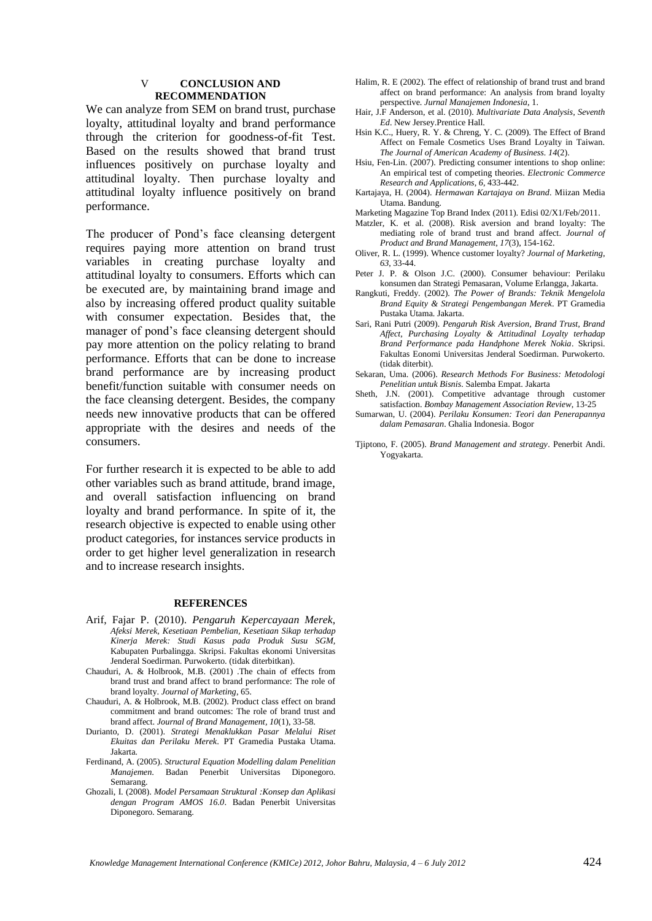## V CONCLUSION AND RECOMMENDATION

We can analyze from SEM on brand trust, purchase loyalty, attitudinal loyalty and brand performance through the criterion for goodness-of-fit Test. Based on the results showed that brand trust influences positively on purchase loyalty and attitudinal loyalty. Then purchase loyalty and attitudinal loyalty influence positively on brand performance.

The producer of Pond's face cleansing detergent requires paying more attention on brand trust variables in creating purchase loyalty and attitudinal loyalty to consumers. Efforts which can be executed are, by maintaining brand image and also by increasing offered product quality suitable with consumer expectation. Besides that, the manager of pond's face cleansing detergent should pay more attention on the policy relating to brand performance. Efforts that can be done to increase brand performance are by increasing product benefit/function suitable with consumer needs on the face cleansing detergent. Besides, the company needs new innovative products that can be offered appropriate with the desires and needs of the consumers.

For further research it is expected to be able to add other variables such as brand attitude, brand image, and overall satisfaction influencing on brand loyalty and brand performance. In spite of it, the research objective is expected to enable using other product categories, for instances service products in order to get higher level generalization in research and to increase research insights.

## REFERENCES

Arif, Fajar P. (2010). *Pengaruh Kepercayaan Merek, Afeksi Merek, Kesetiaan Pembelian, Kesetiaan Sikap terhadap Kinerja Merek: Studi Kasus pada Produk Susu SGM*, Kabupaten Purbalingga. Skripsi. Fakultas ekonomi Universitas Jenderal Soedirman. Purwokerto. (tidak diterbitkan).

Chauduri, A. & Holbrook, M.B. (2001) .The chain of effects from brand trust and brand affect to brand performance: The role of brand loyalty. *Journal of Marketing*, 65.

Chauduri, A. & Holbrook, M.B. (2002). Product class effect on brand commitment and brand outcomes: The role of brand trust and brand affect. *Journal of Brand Management*, *10*(1), 33-58.

Durianto, D. (2001). *Strategi Menaklukkan Pasar Melalui Riset Ekuitas dan Perilaku Merek*. PT Gramedia Pustaka Utama. Jakarta.

Ferdinand, A. (2005). *Structural Equation Modelling dalam Penelitian Manajemen*. Badan Penerbit Universitas Diponegoro. Semarang.

Ghozali, I. (2008). *Model Persamaan Struktural :Konsep dan Aplikasi dengan Program AMOS 16.0*. Badan Penerbit Universitas Diponegoro. Semarang.

Halim, R. E (2002). The effect of relationship of brand trust and brand affect on brand performance: An analysis from brand loyalty perspective. *Jurnal Manajemen Indonesia*, 1.

Hair, J.F Anderson, et al. (2010). *Multivariate Data Analysis*, *Seventh Ed*. New Jersey.Prentice Hall.

Hsin K.C., Huery, R. Y. & Chreng, Y. C. (2009). The Effect of Brand Affect on Female Cosmetics Uses Brand Loyalty in Taiwan. *The Journal of American Academy of Business. 14*(2).

Hsiu, Fen-Lin. (2007). Predicting consumer intentions to shop online: An empirical test of competing theories. *Electronic Commerce Research and Applications, 6*, 433-442.

Kartajaya, H. (2004). *Hermawan Kartajaya on Brand*. Miizan Media Utama. Bandung.

Marketing Magazine Top Brand Index (2011). Edisi 02/X1/Feb/2011.

Matzler, K. et al. (2008). Risk aversion and brand loyalty: The mediating role of brand trust and brand affect. *Journal of Product and Brand Management*, *17*(3), 154-162.

Oliver, R. L. (1999). Whence customer loyalty? *Journal of Marketing*, *63*, 33-44.

Peter J. P. & Olson J.C. (2000). Consumer behaviour: Perilaku konsumen dan Strategi Pemasaran, Volume Erlangga, Jakarta.

Rangkuti, Freddy. (2002). *The Power of Brands: Teknik Mengelola Brand Equity & Strategi Pengembangan Merek*. PT Gramedia Pustaka Utama. Jakarta.

Sari, Rani Putri (2009). *Pengaruh Risk Aversion, Brand Trust, Brand Affect, Purchasing Loyalty & Attitudinal Loyalty terhadap Brand Performance pada Handphone Merek Nokia*. Skripsi. Fakultas Eonomi Universitas Jenderal Soedirman. Purwokerto. (tidak diterbit).

Sekaran, Uma. (2006). *Research Methods For Business: Metodologi Penelitian untuk Bisnis*. Salemba Empat. Jakarta

Sheth, J.N. (2001). Competitive advantage through customer satisfaction. *Bombay Management Association Review,* 13-25

Sumarwan, U. (2004). *Perilaku Konsumen: Teori dan Penerapannya dalam Pemasaran*. Ghalia Indonesia. Bogor

Tjiptono, F. (2005). *Brand Management and strategy*. Penerbit Andi. Yogyakarta.